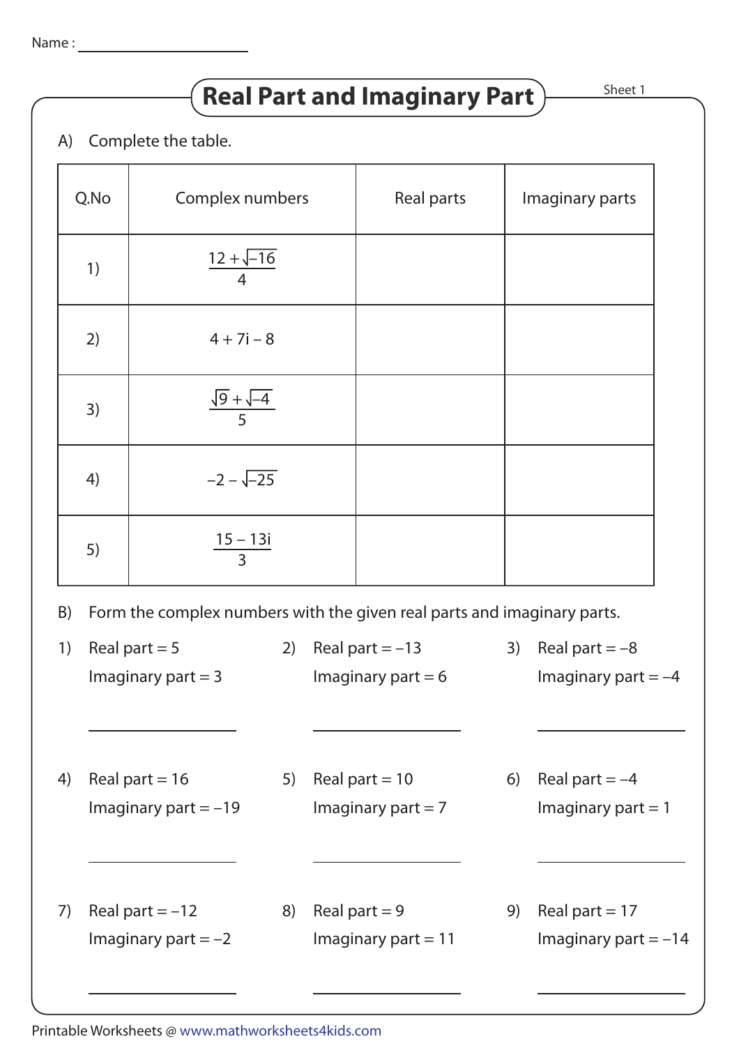Name : ____________________

# Real Part and Imaginary Part

Sheet 1

A) Complete the table.

| Q.No | Complex numbers | Real parts | Imaginary parts |
|---|---|---|---|
| 1) | $\frac{12+\sqrt{-16}}{4}$ | | |
| 2) | $4+7i-8$ | | |
| 3) | $\frac{\sqrt{9}+\sqrt{-4}}{5}$ | | |
| 4) | $-2-\sqrt{-25}$ | | |
| 5) | $\frac{15-13i}{3}$ | | |

B) Form the complex numbers with the given real parts and imaginary parts.

1) Real part = 5
   Imaginary part = 3

   ____________________

2) Real part = –13
   Imaginary part = 6

   ____________________

3) Real part = –8
   Imaginary part = –4

   ____________________

4) Real part = 16
   Imaginary part = –19

   ____________________

5) Real part = 10
   Imaginary part = 7

   ____________________

6) Real part = –4
   Imaginary part = 1

   ____________________

7) Real part = –12
   Imaginary part = –2

   ____________________

8) Real part = 9
   Imaginary part = 11

   ____________________

9) Real part = 17
   Imaginary part = –14

   ____________________

Printable Worksheets @ www.mathworksheets4kids.com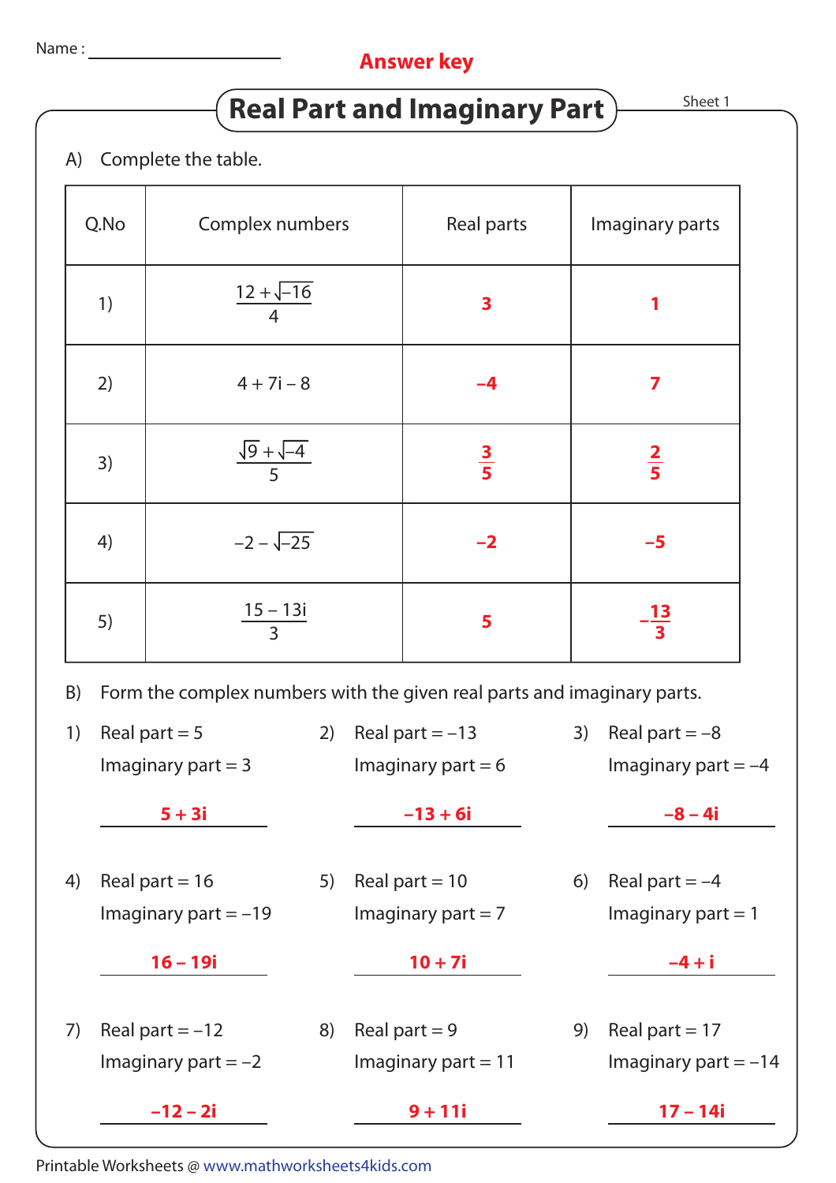Name : ____________________

**Answer key**

# Real Part and Imaginary Part

Sheet 1

A) Complete the table.

| Q.No | Complex numbers | Real parts | Imaginary parts |
|---|---|---|---|
| 1) | $\frac{12 + \sqrt{-16}}{4}$ | 3 | 1 |
| 2) | $4 + 7i - 8$ | –4 | 7 |
| 3) | $\frac{\sqrt{9} + \sqrt{-4}}{5}$ | $\frac{3}{5}$ | $\frac{2}{5}$ |
| 4) | $-2 - \sqrt{-25}$ | –2 | –5 |
| 5) | $\frac{15 - 13i}{3}$ | 5 | $-\frac{13}{3}$ |

B) Form the complex numbers with the given real parts and imaginary parts.

1) Real part = 5
Imaginary part = 3
**5 + 3i**

2) Real part = –13
Imaginary part = 6
**–13 + 6i**

3) Real part = –8
Imaginary part = –4
**–8 – 4i**

4) Real part = 16
Imaginary part = –19
**16 – 19i**

5) Real part = 10
Imaginary part = 7
**10 + 7i**

6) Real part = –4
Imaginary part = 1
**–4 + i**

7) Real part = –12
Imaginary part = –2
**–12 – 2i**

8) Real part = 9
Imaginary part = 11
**9 + 11i**

9) Real part = 17
Imaginary part = –14
**17 – 14i**

Printable Worksheets @ www.mathworksheets4kids.com